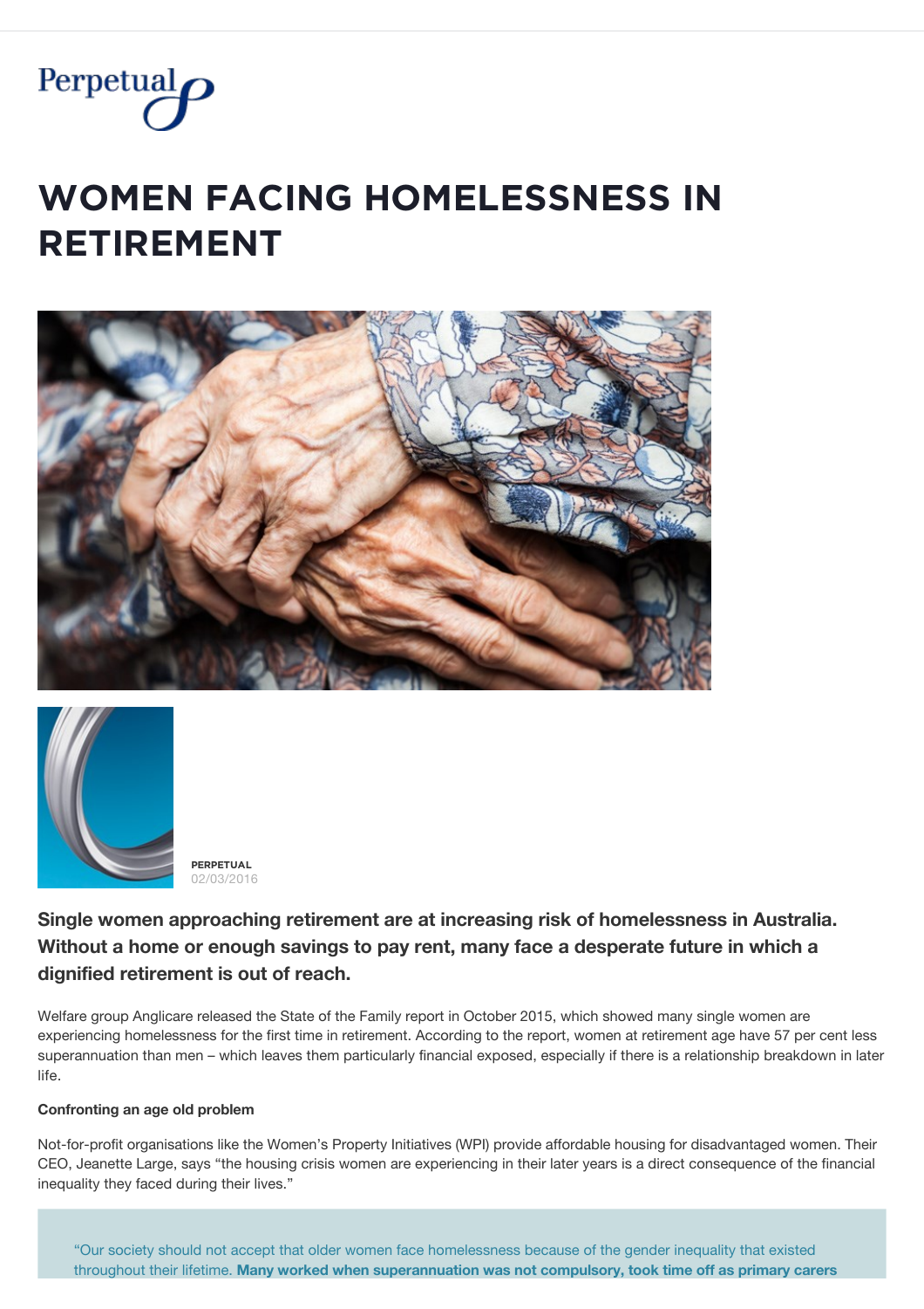Perpetual

# WOMEN FACING HOMELESSNESS IN RETIREMENT

**PERPETUAL**
02/03/2016

**Single women approaching retirement are at increasing risk of homelessness in Australia. Without a home or enough savings to pay rent, many face a desperate future in which a dignified retirement is out of reach.**

Welfare group Anglicare released the State of the Family report in October 2015, which showed many single women are experiencing homelessness for the first time in retirement. According to the report, women at retirement age have 57 per cent less superannuation than men – which leaves them particularly financial exposed, especially if there is a relationship breakdown in later life.

**Confronting an age old problem**

Not-for-profit organisations like the Women's Property Initiatives (WPI) provide affordable housing for disadvantaged women. Their CEO, Jeanette Large, says "the housing crisis women are experiencing in their later years is a direct consequence of the financial inequality they faced during their lives."

> "Our society should not accept that older women face homelessness because of the gender inequality that existed throughout their lifetime. **Many worked when superannuation was not compulsory, took time off as primary carers**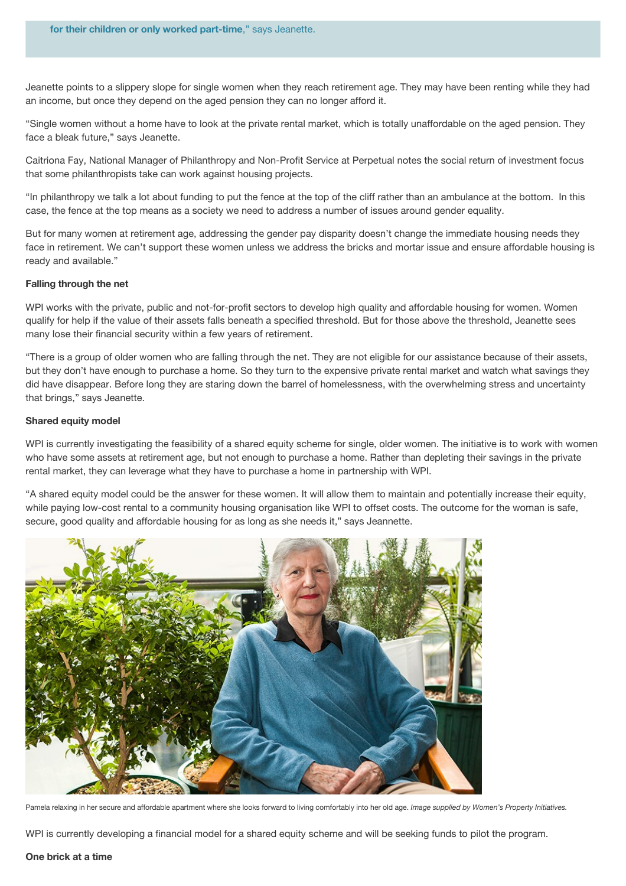**for their children or only worked part-time**," says Jeanette.

Jeanette points to a slippery slope for single women when they reach retirement age. They may have been renting while they had an income, but once they depend on the aged pension they can no longer afford it.

"Single women without a home have to look at the private rental market, which is totally unaffordable on the aged pension. They face a bleak future," says Jeanette.

Caitriona Fay, National Manager of Philanthropy and Non-Profit Service at Perpetual notes the social return of investment focus that some philanthropists take can work against housing projects.

"In philanthropy we talk a lot about funding to put the fence at the top of the cliff rather than an ambulance at the bottom. In this case, the fence at the top means as a society we need to address a number of issues around gender equality.

But for many women at retirement age, addressing the gender pay disparity doesn't change the immediate housing needs they face in retirement. We can't support these women unless we address the bricks and mortar issue and ensure affordable housing is ready and available."

**Falling through the net**

WPI works with the private, public and not-for-profit sectors to develop high quality and affordable housing for women. Women qualify for help if the value of their assets falls beneath a specified threshold. But for those above the threshold, Jeanette sees many lose their financial security within a few years of retirement.

"There is a group of older women who are falling through the net. They are not eligible for our assistance because of their assets, but they don't have enough to purchase a home. So they turn to the expensive private rental market and watch what savings they did have disappear. Before long they are staring down the barrel of homelessness, with the overwhelming stress and uncertainty that brings," says Jeanette.

**Shared equity model**

WPI is currently investigating the feasibility of a shared equity scheme for single, older women. The initiative is to work with women who have some assets at retirement age, but not enough to purchase a home. Rather than depleting their savings in the private rental market, they can leverage what they have to purchase a home in partnership with WPI.

"A shared equity model could be the answer for these women. It will allow them to maintain and potentially increase their equity, while paying low-cost rental to a community housing organisation like WPI to offset costs. The outcome for the woman is safe, secure, good quality and affordable housing for as long as she needs it," says Jeannette.

Pamela relaxing in her secure and affordable apartment where she looks forward to living comfortably into her old age. *Image supplied by Women's Property Initiatives.*

WPI is currently developing a financial model for a shared equity scheme and will be seeking funds to pilot the program.

**One brick at a time**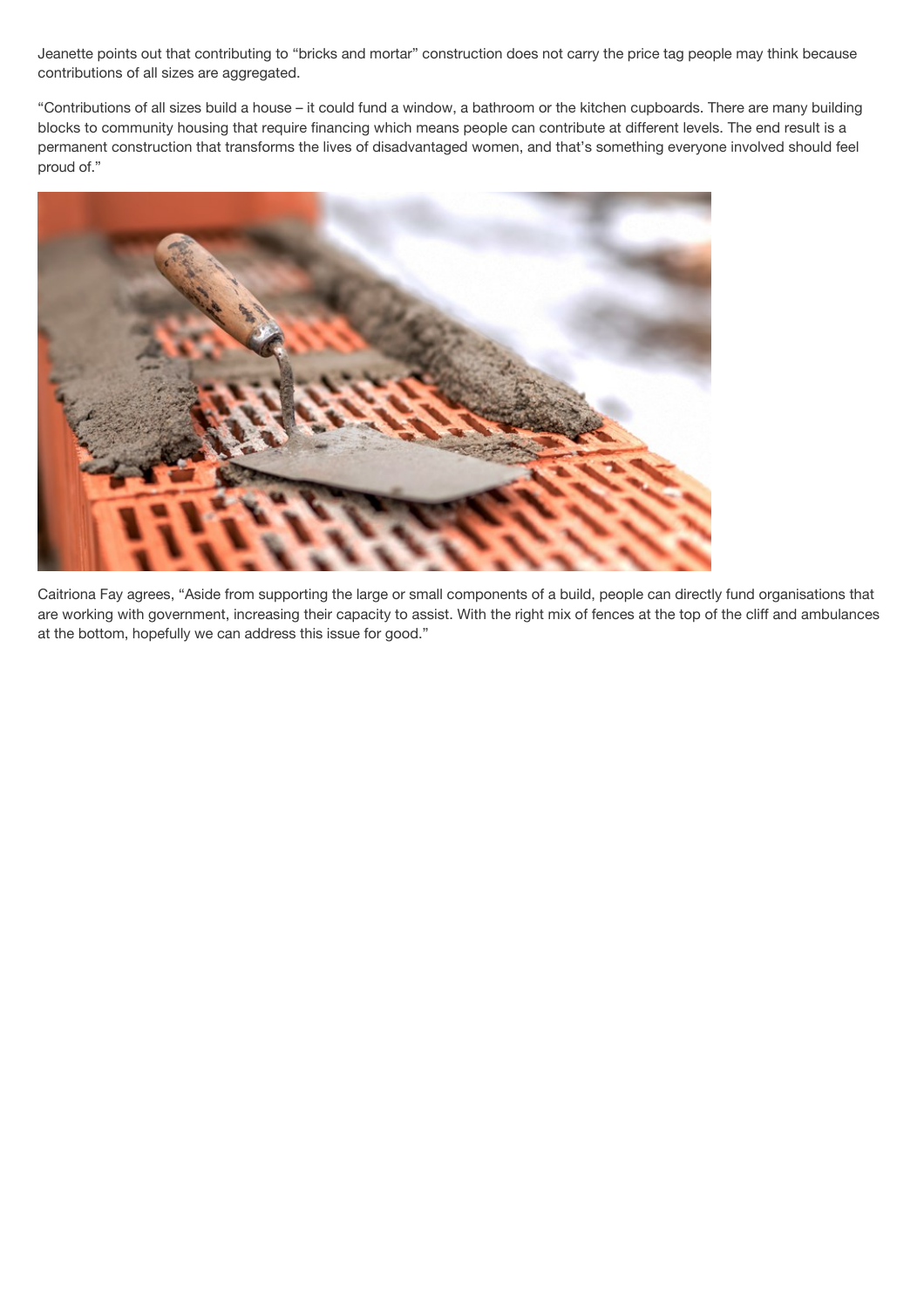Jeanette points out that contributing to "bricks and mortar" construction does not carry the price tag people may think because contributions of all sizes are aggregated.

"Contributions of all sizes build a house – it could fund a window, a bathroom or the kitchen cupboards. There are many building blocks to community housing that require financing which means people can contribute at different levels. The end result is a permanent construction that transforms the lives of disadvantaged women, and that's something everyone involved should feel proud of."

Caitriona Fay agrees, "Aside from supporting the large or small components of a build, people can directly fund organisations that are working with government, increasing their capacity to assist. With the right mix of fences at the top of the cliff and ambulances at the bottom, hopefully we can address this issue for good."